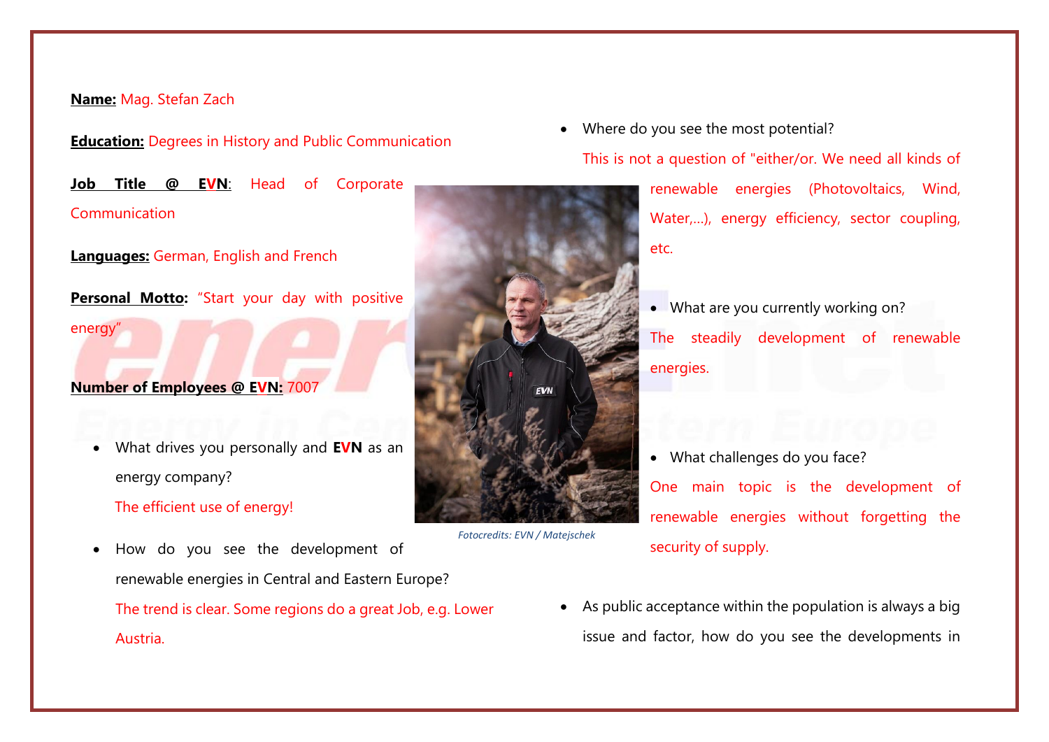**Name:** Mag. Stefan Zach

**Education:** Degrees in History and Public Communication

**Job Title @ EVN**: Head of Corporate Communication

**Languages:** German, English and French

**Personal Motto:** "Start your day with positive energy"

**Number of Employees @ EVN:** 7007

- What drives you personally and **EVN** as an energy company?

  The efficient use of energy!

- How do you see the development of renewable energies in Central and Eastern Europe?

  The trend is clear. Some regions do a great Job, e.g. Lower Austria.

*Fotocredits: EVN / Matejschek*

- Where do you see the most potential?

  This is not a question of "either/or. We need all kinds of renewable energies (Photovoltaics, Wind, Water,...), energy efficiency, sector coupling, etc.

- What are you currently working on?

  The steadily development of renewable energies.

- What challenges do you face?

  One main topic is the development of renewable energies without forgetting the security of supply.

- As public acceptance within the population is always a big issue and factor, how do you see the developments in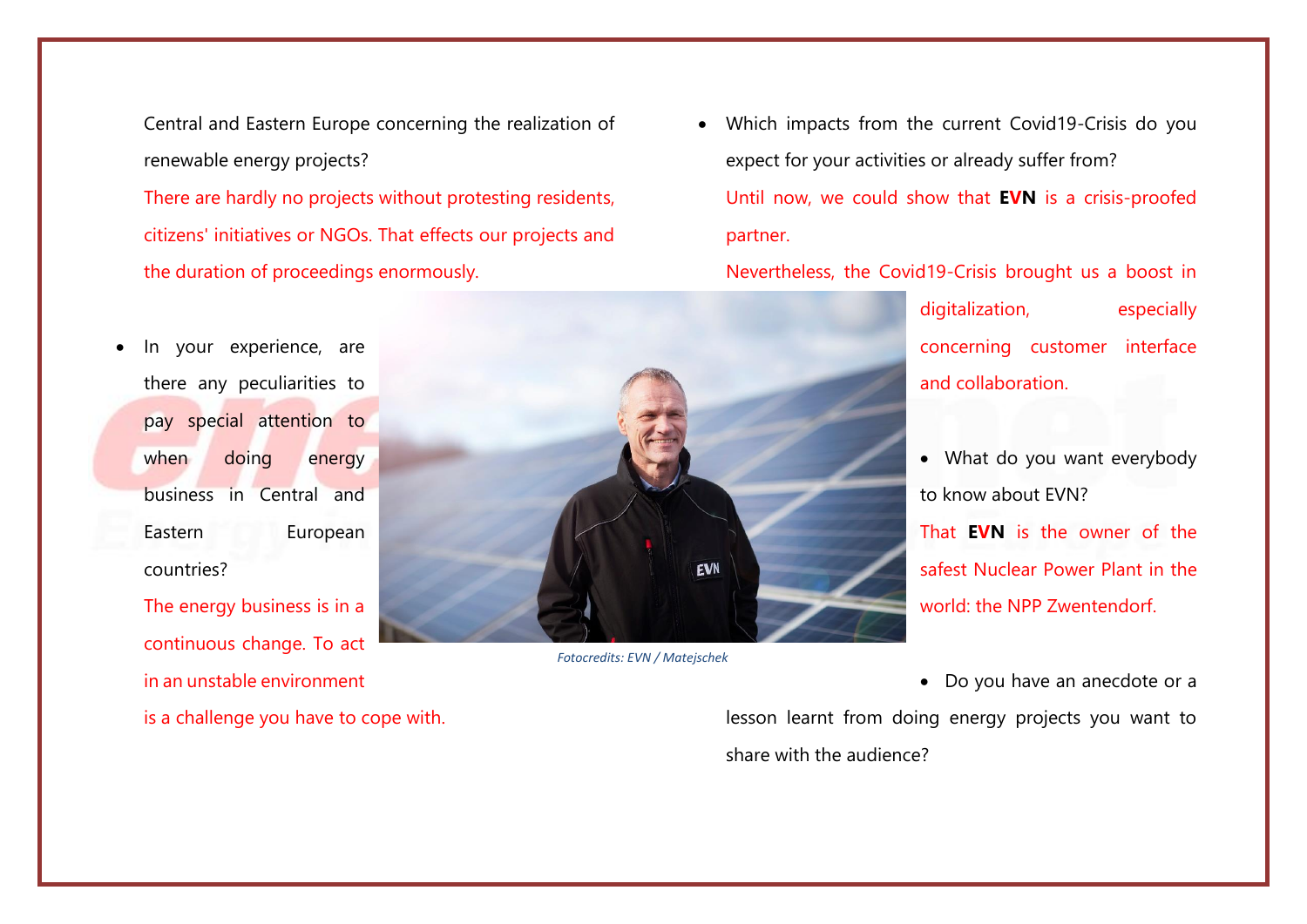Central and Eastern Europe concerning the realization of renewable energy projects?

There are hardly no projects without protesting residents, citizens' initiatives or NGOs. That effects our projects and the duration of proceedings enormously.

- In your experience, are there any peculiarities to pay special attention to when doing energy business in Central and Eastern European countries?

The energy business is in a continuous change. To act in an unstable environment is a challenge you have to cope with.

*Fotocredits: EVN / Matejschek*

- Which impacts from the current Covid19-Crisis do you expect for your activities or already suffer from?

Until now, we could show that **EVN** is a crisis-proofed partner.

Nevertheless, the Covid19-Crisis brought us a boost in digitalization, especially concerning customer interface and collaboration.

- What do you want everybody to know about EVN?

That **EVN** is the owner of the safest Nuclear Power Plant in the world: the NPP Zwentendorf.

- Do you have an anecdote or a lesson learnt from doing energy projects you want to share with the audience?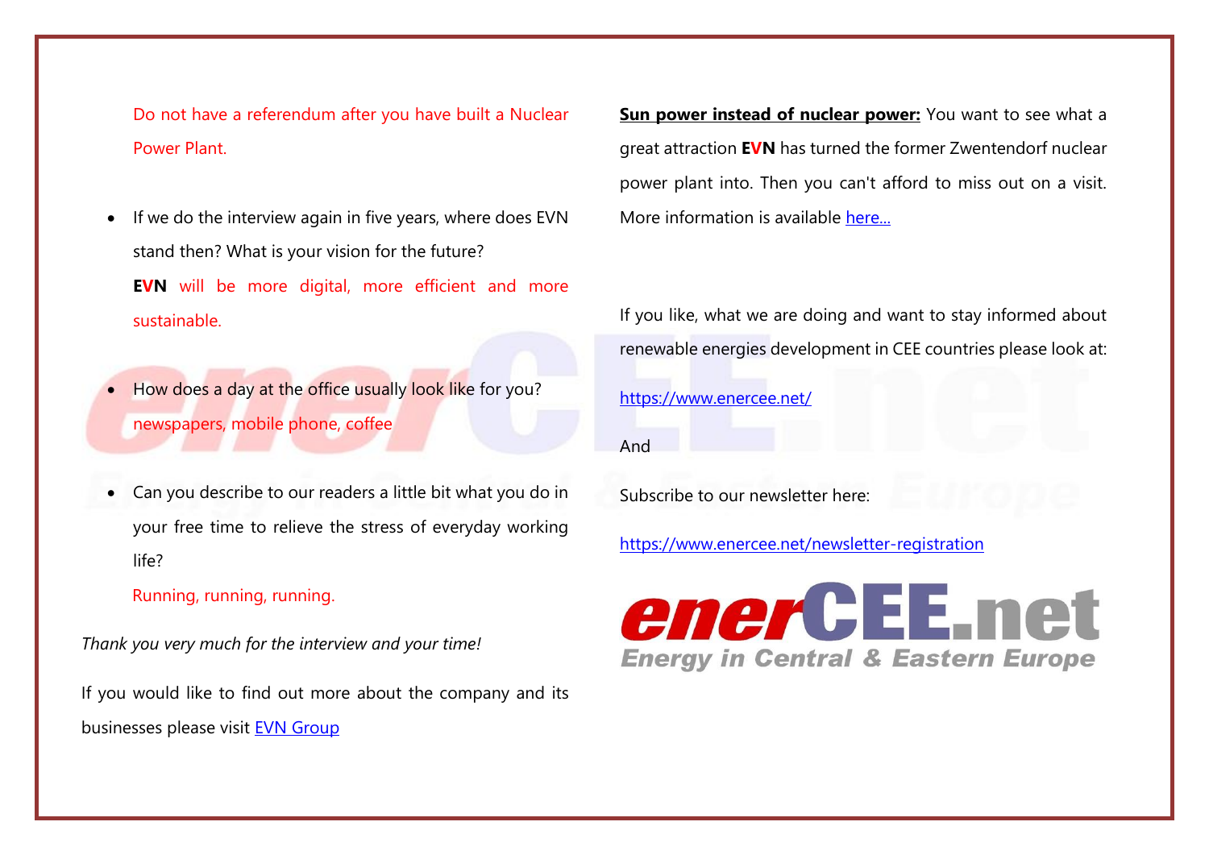Do not have a referendum after you have built a Nuclear Power Plant.

- If we do the interview again in five years, where does EVN stand then? What is your vision for the future?

  **EVN** will be more digital, more efficient and more sustainable.

- How does a day at the office usually look like for you?

  newspapers, mobile phone, coffee

- Can you describe to our readers a little bit what you do in your free time to relieve the stress of everyday working life?

  Running, running, running.

*Thank you very much for the interview and your time!*

If you would like to find out more about the company and its businesses please visit EVN Group

**Sun power instead of nuclear power:** You want to see what a great attraction **EVN** has turned the former Zwentendorf nuclear power plant into. Then you can't afford to miss out on a visit. More information is available here...

If you like, what we are doing and want to stay informed about renewable energies development in CEE countries please look at:

https://www.enercee.net/

And

Subscribe to our newsletter here:

https://www.enercee.net/newsletter-registration

enerCEE.net
Energy in Central & Eastern Europe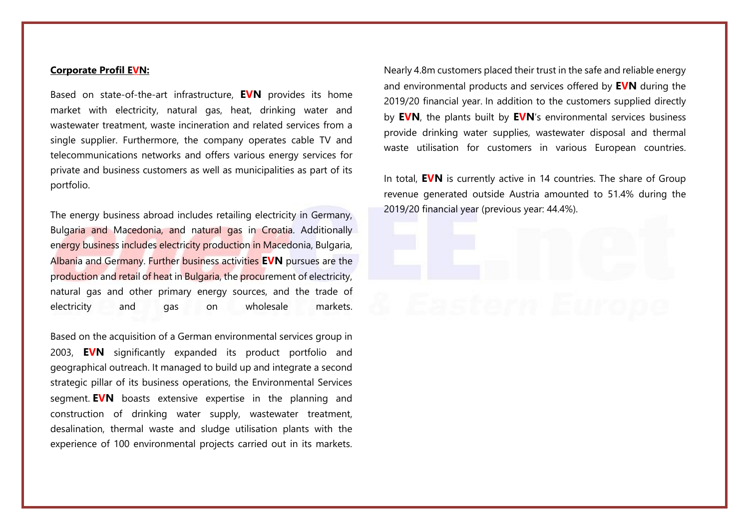**Corporate Profil EVN:**

Based on state-of-the-art infrastructure, **EVN** provides its home market with electricity, natural gas, heat, drinking water and wastewater treatment, waste incineration and related services from a single supplier. Furthermore, the company operates cable TV and telecommunications networks and offers various energy services for private and business customers as well as municipalities as part of its portfolio.

The energy business abroad includes retailing electricity in Germany, Bulgaria and Macedonia, and natural gas in Croatia. Additionally energy business includes electricity production in Macedonia, Bulgaria, Albania and Germany. Further business activities **EVN** pursues are the production and retail of heat in Bulgaria, the procurement of electricity, natural gas and other primary energy sources, and the trade of electricity and gas on wholesale markets.

Based on the acquisition of a German environmental services group in 2003, **EVN** significantly expanded its product portfolio and geographical outreach. It managed to build up and integrate a second strategic pillar of its business operations, the Environmental Services segment. **EVN** boasts extensive expertise in the planning and construction of drinking water supply, wastewater treatment, desalination, thermal waste and sludge utilisation plants with the experience of 100 environmental projects carried out in its markets.

Nearly 4.8m customers placed their trust in the safe and reliable energy and environmental products and services offered by **EVN** during the 2019/20 financial year. In addition to the customers supplied directly by **EVN**, the plants built by **EVN**'s environmental services business provide drinking water supplies, wastewater disposal and thermal waste utilisation for customers in various European countries.

In total, **EVN** is currently active in 14 countries. The share of Group revenue generated outside Austria amounted to 51.4% during the 2019/20 financial year (previous year: 44.4%).